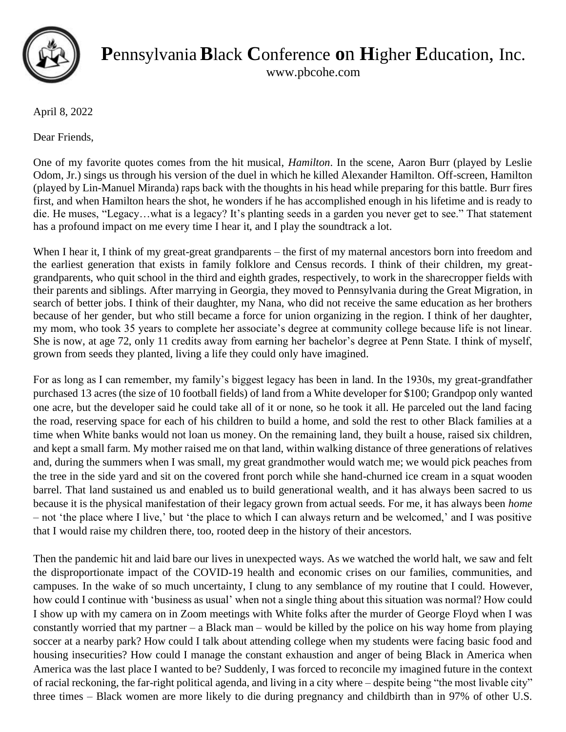# **P**ennsylvania **B**lack **C**onference **o**n **H**igher **E**ducation, Inc.

www.pbcohe.com

April 8, 2022

Dear Friends,

One of my favorite quotes comes from the hit musical, *Hamilton*. In the scene, Aaron Burr (played by Leslie Odom, Jr.) sings us through his version of the duel in which he killed Alexander Hamilton. Off-screen, Hamilton (played by Lin-Manuel Miranda) raps back with the thoughts in his head while preparing for this battle. Burr fires first, and when Hamilton hears the shot, he wonders if he has accomplished enough in his lifetime and is ready to die. He muses, "Legacy…what is a legacy? It's planting seeds in a garden you never get to see." That statement has a profound impact on me every time I hear it, and I play the soundtrack a lot.

When I hear it, I think of my great-great grandparents – the first of my maternal ancestors born into freedom and the earliest generation that exists in family folklore and Census records. I think of their children, my great-grandparents, who quit school in the third and eighth grades, respectively, to work in the sharecropper fields with their parents and siblings. After marrying in Georgia, they moved to Pennsylvania during the Great Migration, in search of better jobs. I think of their daughter, my Nana, who did not receive the same education as her brothers because of her gender, but who still became a force for union organizing in the region. I think of her daughter, my mom, who took 35 years to complete her associate's degree at community college because life is not linear. She is now, at age 72, only 11 credits away from earning her bachelor's degree at Penn State. I think of myself, grown from seeds they planted, living a life they could only have imagined.

For as long as I can remember, my family's biggest legacy has been in land. In the 1930s, my great-grandfather purchased 13 acres (the size of 10 football fields) of land from a White developer for $100; Grandpop only wanted one acre, but the developer said he could take all of it or none, so he took it all. He parceled out the land facing the road, reserving space for each of his children to build a home, and sold the rest to other Black families at a time when White banks would not loan us money. On the remaining land, they built a house, raised six children, and kept a small farm. My mother raised me on that land, within walking distance of three generations of relatives and, during the summers when I was small, my great grandmother would watch me; we would pick peaches from the tree in the side yard and sit on the covered front porch while she hand-churned ice cream in a squat wooden barrel. That land sustained us and enabled us to build generational wealth, and it has always been sacred to us because it is the physical manifestation of their legacy grown from actual seeds. For me, it has always been *home* – not 'the place where I live,' but 'the place to which I can always return and be welcomed,' and I was positive that I would raise my children there, too, rooted deep in the history of their ancestors.

Then the pandemic hit and laid bare our lives in unexpected ways. As we watched the world halt, we saw and felt the disproportionate impact of the COVID-19 health and economic crises on our families, communities, and campuses. In the wake of so much uncertainty, I clung to any semblance of my routine that I could. However, how could I continue with 'business as usual' when not a single thing about this situation was normal? How could I show up with my camera on in Zoom meetings with White folks after the murder of George Floyd when I was constantly worried that my partner – a Black man – would be killed by the police on his way home from playing soccer at a nearby park? How could I talk about attending college when my students were facing basic food and housing insecurities? How could I manage the constant exhaustion and anger of being Black in America when America was the last place I wanted to be? Suddenly, I was forced to reconcile my imagined future in the context of racial reckoning, the far-right political agenda, and living in a city where – despite being "the most livable city" three times – Black women are more likely to die during pregnancy and childbirth than in 97% of other U.S.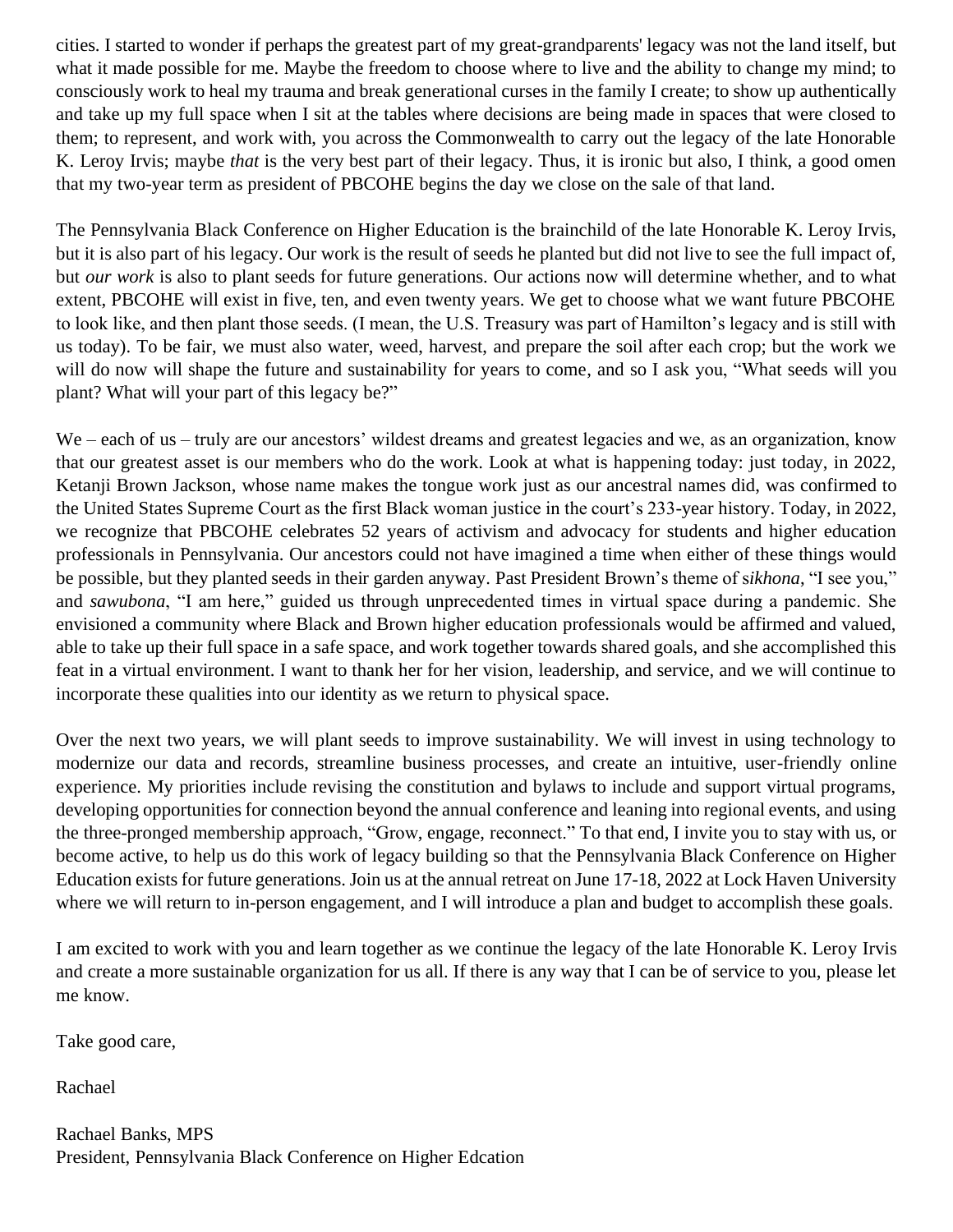cities. I started to wonder if perhaps the greatest part of my great-grandparents' legacy was not the land itself, but what it made possible for me. Maybe the freedom to choose where to live and the ability to change my mind; to consciously work to heal my trauma and break generational curses in the family I create; to show up authentically and take up my full space when I sit at the tables where decisions are being made in spaces that were closed to them; to represent, and work with, you across the Commonwealth to carry out the legacy of the late Honorable K. Leroy Irvis; maybe *that* is the very best part of their legacy. Thus, it is ironic but also, I think, a good omen that my two-year term as president of PBCOHE begins the day we close on the sale of that land.

The Pennsylvania Black Conference on Higher Education is the brainchild of the late Honorable K. Leroy Irvis, but it is also part of his legacy. Our work is the result of seeds he planted but did not live to see the full impact of, but *our work* is also to plant seeds for future generations. Our actions now will determine whether, and to what extent, PBCOHE will exist in five, ten, and even twenty years. We get to choose what we want future PBCOHE to look like, and then plant those seeds. (I mean, the U.S. Treasury was part of Hamilton's legacy and is still with us today). To be fair, we must also water, weed, harvest, and prepare the soil after each crop; but the work we will do now will shape the future and sustainability for years to come, and so I ask you, "What seeds will you plant? What will your part of this legacy be?"

We – each of us – truly are our ancestors' wildest dreams and greatest legacies and we, as an organization, know that our greatest asset is our members who do the work. Look at what is happening today: just today, in 2022, Ketanji Brown Jackson, whose name makes the tongue work just as our ancestral names did, was confirmed to the United States Supreme Court as the first Black woman justice in the court's 233-year history. Today, in 2022, we recognize that PBCOHE celebrates 52 years of activism and advocacy for students and higher education professionals in Pennsylvania. Our ancestors could not have imagined a time when either of these things would be possible, but they planted seeds in their garden anyway. Past President Brown's theme of s*ikhona*, "I see you," and *sawubona*, "I am here," guided us through unprecedented times in virtual space during a pandemic. She envisioned a community where Black and Brown higher education professionals would be affirmed and valued, able to take up their full space in a safe space, and work together towards shared goals, and she accomplished this feat in a virtual environment. I want to thank her for her vision, leadership, and service, and we will continue to incorporate these qualities into our identity as we return to physical space.

Over the next two years, we will plant seeds to improve sustainability. We will invest in using technology to modernize our data and records, streamline business processes, and create an intuitive, user-friendly online experience. My priorities include revising the constitution and bylaws to include and support virtual programs, developing opportunities for connection beyond the annual conference and leaning into regional events, and using the three-pronged membership approach, "Grow, engage, reconnect." To that end, I invite you to stay with us, or become active, to help us do this work of legacy building so that the Pennsylvania Black Conference on Higher Education exists for future generations. Join us at the annual retreat on June 17-18, 2022 at Lock Haven University where we will return to in-person engagement, and I will introduce a plan and budget to accomplish these goals.

I am excited to work with you and learn together as we continue the legacy of the late Honorable K. Leroy Irvis and create a more sustainable organization for us all. If there is any way that I can be of service to you, please let me know.

Take good care,

Rachael

Rachael Banks, MPS
President, Pennsylvania Black Conference on Higher Edcation